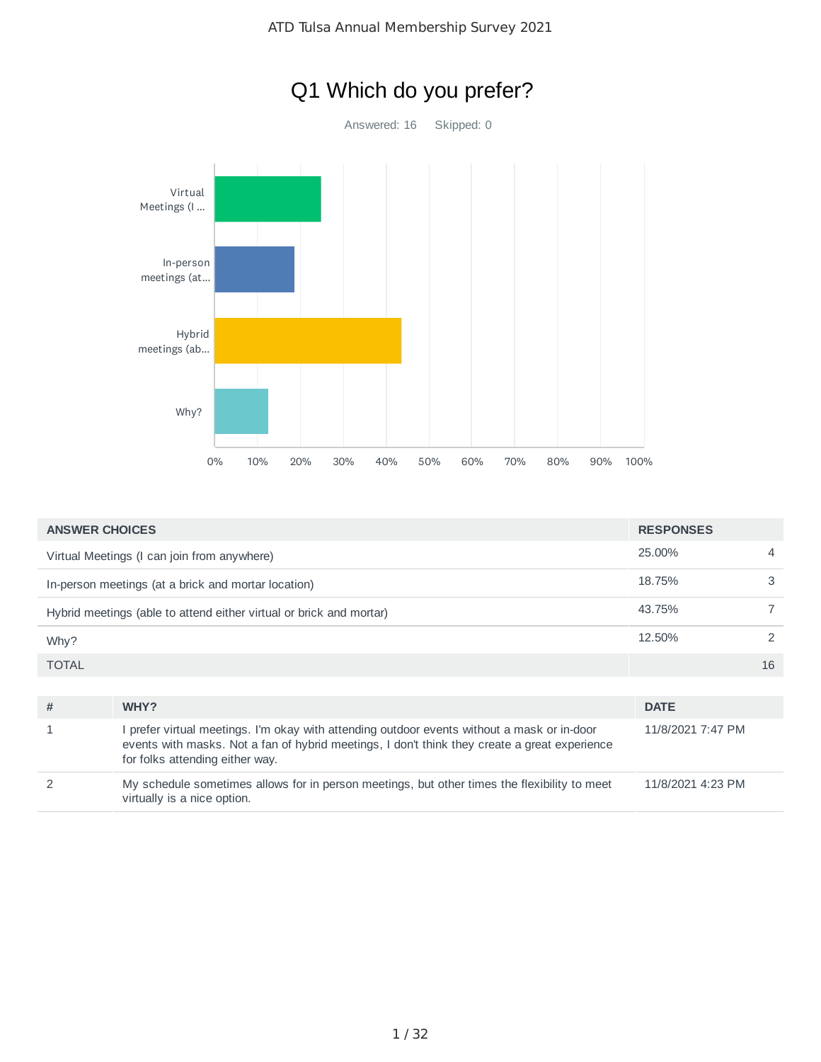# Q1 Which do you prefer?

Answered: 16    Skipped: 0

| ANSWER CHOICES | RESPONSES | |
|---|---|---|
| Virtual Meetings (I can join from anywhere) | 25.00% | 4 |
| In-person meetings (at a brick and mortar location) | 18.75% | 3 |
| Hybrid meetings (able to attend either virtual or brick and mortar) | 43.75% | 7 |
| Why? | 12.50% | 2 |
| TOTAL | | 16 |

| # | WHY? | DATE |
|---|---|---|
| 1 | I prefer virtual meetings. I'm okay with attending outdoor events without a mask or in-door events with masks. Not a fan of hybrid meetings, I don't think they create a great experience for folks attending either way. | 11/8/2021 7:47 PM |
| 2 | My schedule sometimes allows for in person meetings, but other times the flexibility to meet virtually is a nice option. | 11/8/2021 4:23 PM |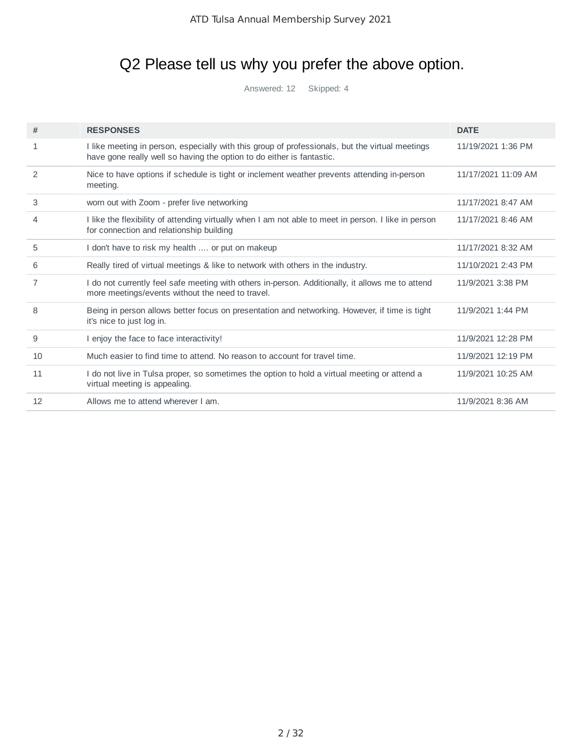## Q2 Please tell us why you prefer the above option.

Answered: 12 Skipped: 4

| # | RESPONSES | DATE |
|---|---|---|
| 1 | I like meeting in person, especially with this group of professionals, but the virtual meetings have gone really well so having the option to do either is fantastic. | 11/19/2021 1:36 PM |
| 2 | Nice to have options if schedule is tight or inclement weather prevents attending in-person meeting. | 11/17/2021 11:09 AM |
| 3 | worn out with Zoom - prefer live networking | 11/17/2021 8:47 AM |
| 4 | I like the flexibility of attending virtually when I am not able to meet in person. I like in person for connection and relationship building | 11/17/2021 8:46 AM |
| 5 | I don't have to risk my health .... or put on makeup | 11/17/2021 8:32 AM |
| 6 | Really tired of virtual meetings & like to network with others in the industry. | 11/10/2021 2:43 PM |
| 7 | I do not currently feel safe meeting with others in-person. Additionally, it allows me to attend more meetings/events without the need to travel. | 11/9/2021 3:38 PM |
| 8 | Being in person allows better focus on presentation and networking. However, if time is tight it's nice to just log in. | 11/9/2021 1:44 PM |
| 9 | I enjoy the face to face interactivity! | 11/9/2021 12:28 PM |
| 10 | Much easier to find time to attend. No reason to account for travel time. | 11/9/2021 12:19 PM |
| 11 | I do not live in Tulsa proper, so sometimes the option to hold a virtual meeting or attend a virtual meeting is appealing. | 11/9/2021 10:25 AM |
| 12 | Allows me to attend wherever I am. | 11/9/2021 8:36 AM |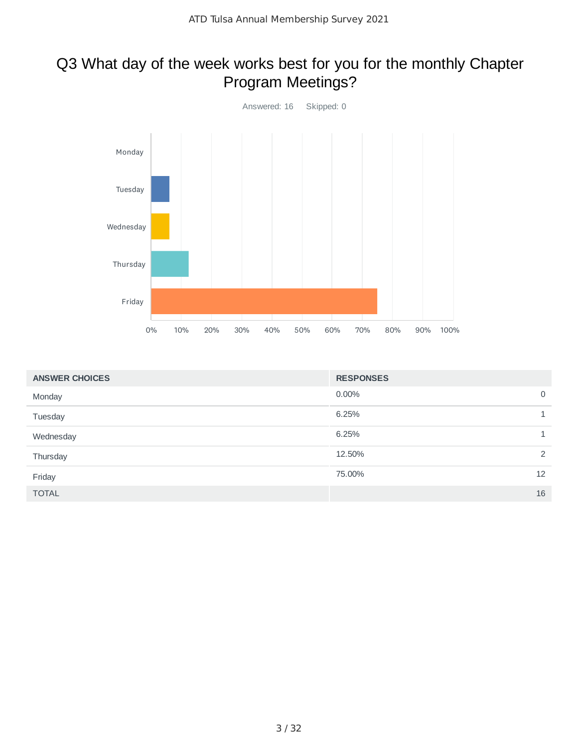# Q3 What day of the week works best for you for the monthly Chapter Program Meetings?

Answered: 16 Skipped: 0

| ANSWER CHOICES | RESPONSES | |
|---|---|---|
| Monday | 0.00% | 0 |
| Tuesday | 6.25% | 1 |
| Wednesday | 6.25% | 1 |
| Thursday | 12.50% | 2 |
| Friday | 75.00% | 12 |
| TOTAL | | 16 |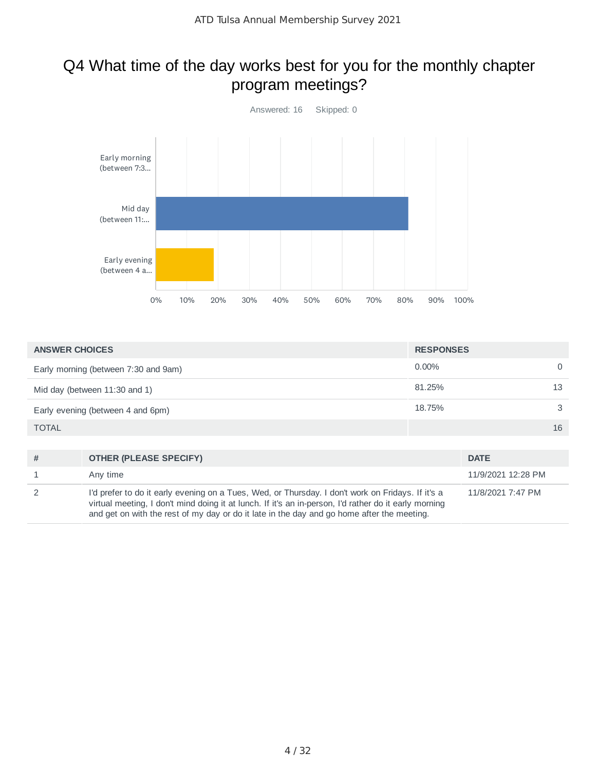# Q4 What time of the day works best for you for the monthly chapter program meetings?

Answered: 16 Skipped: 0

| ANSWER CHOICES | RESPONSES | |
|---|---|---|
| Early morning (between 7:30 and 9am) | 0.00% | 0 |
| Mid day (between 11:30 and 1) | 81.25% | 13 |
| Early evening (between 4 and 6pm) | 18.75% | 3 |
| TOTAL | | 16 |

| # | OTHER (PLEASE SPECIFY) | DATE |
|---|---|---|
| 1 | Any time | 11/9/2021 12:28 PM |
| 2 | I'd prefer to do it early evening on a Tues, Wed, or Thursday. I don't work on Fridays. If it's a virtual meeting, I don't mind doing it at lunch. If it's an in-person, I'd rather do it early morning and get on with the rest of my day or do it late in the day and go home after the meeting. | 11/8/2021 7:47 PM |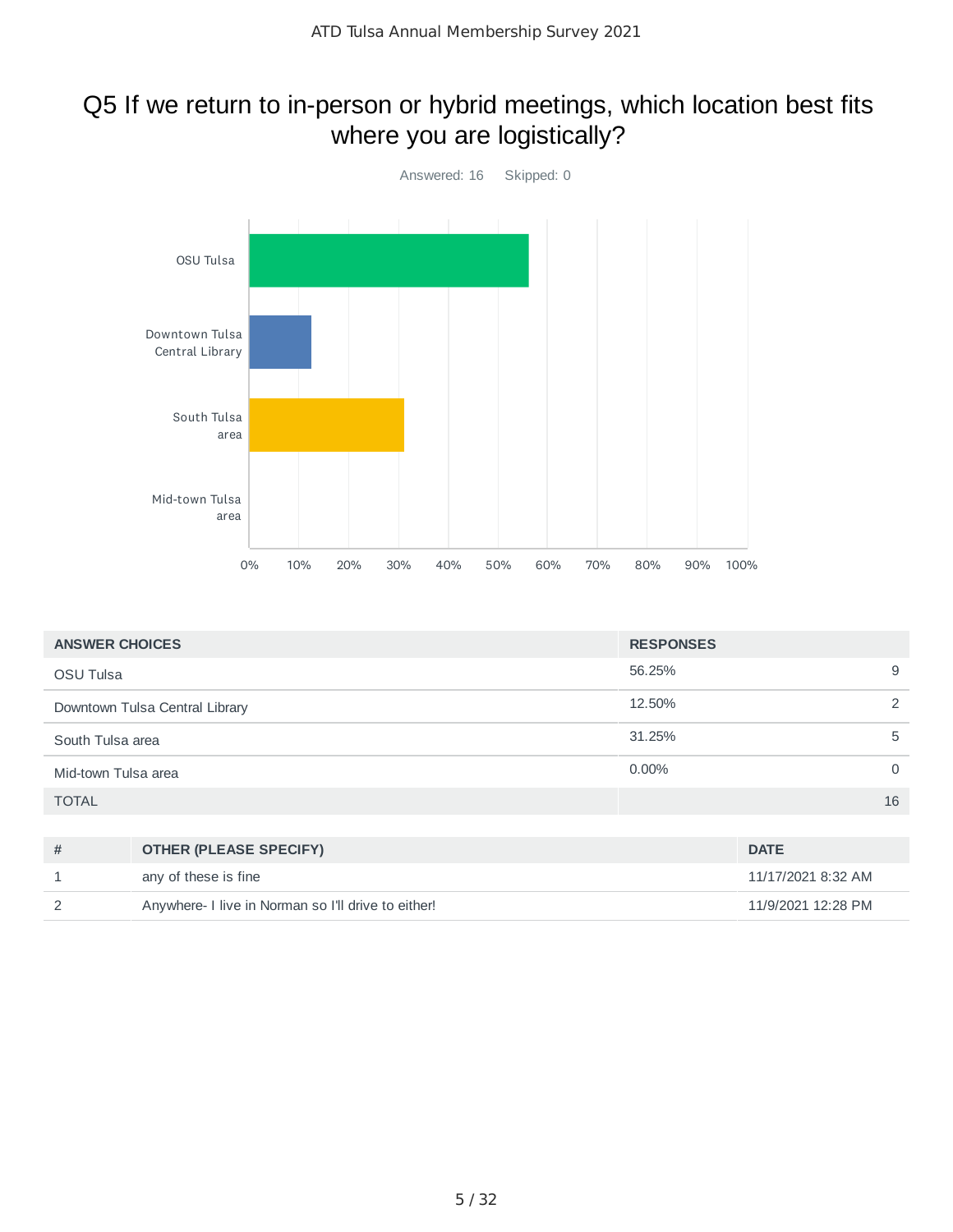# Q5 If we return to in-person or hybrid meetings, which location best fits where you are logistically?

Answered: 16 Skipped: 0

| ANSWER CHOICES | RESPONSES | |
|---|---|---|
| OSU Tulsa | 56.25% | 9 |
| Downtown Tulsa Central Library | 12.50% | 2 |
| South Tulsa area | 31.25% | 5 |
| Mid-town Tulsa area | 0.00% | 0 |
| TOTAL | | 16 |

| # | OTHER (PLEASE SPECIFY) | DATE |
|---|---|---|
| 1 | any of these is fine | 11/17/2021 8:32 AM |
| 2 | Anywhere- I live in Norman so I'll drive to either! | 11/9/2021 12:28 PM |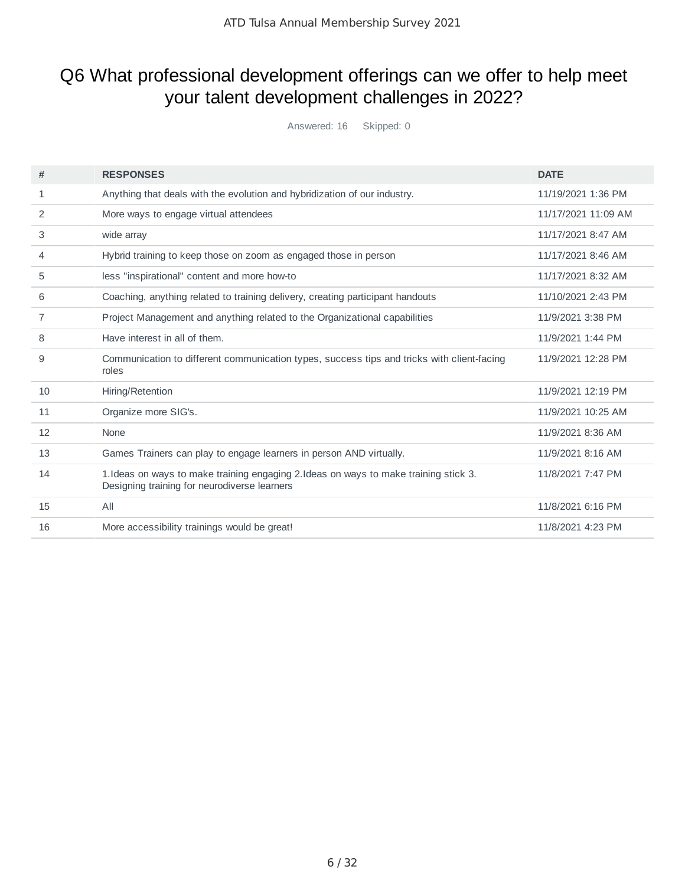# Q6 What professional development offerings can we offer to help meet your talent development challenges in 2022?

Answered: 16 Skipped: 0

| # | RESPONSES | DATE |
|---|---|---|
| 1 | Anything that deals with the evolution and hybridization of our industry. | 11/19/2021 1:36 PM |
| 2 | More ways to engage virtual attendees | 11/17/2021 11:09 AM |
| 3 | wide array | 11/17/2021 8:47 AM |
| 4 | Hybrid training to keep those on zoom as engaged those in person | 11/17/2021 8:46 AM |
| 5 | less "inspirational" content and more how-to | 11/17/2021 8:32 AM |
| 6 | Coaching, anything related to training delivery, creating participant handouts | 11/10/2021 2:43 PM |
| 7 | Project Management and anything related to the Organizational capabilities | 11/9/2021 3:38 PM |
| 8 | Have interest in all of them. | 11/9/2021 1:44 PM |
| 9 | Communication to different communication types, success tips and tricks with client-facing roles | 11/9/2021 12:28 PM |
| 10 | Hiring/Retention | 11/9/2021 12:19 PM |
| 11 | Organize more SIG's. | 11/9/2021 10:25 AM |
| 12 | None | 11/9/2021 8:36 AM |
| 13 | Games Trainers can play to engage learners in person AND virtually. | 11/9/2021 8:16 AM |
| 14 | 1.Ideas on ways to make training engaging 2.Ideas on ways to make training stick 3. Designing training for neurodiverse learners | 11/8/2021 7:47 PM |
| 15 | All | 11/8/2021 6:16 PM |
| 16 | More accessibility trainings would be great! | 11/8/2021 4:23 PM |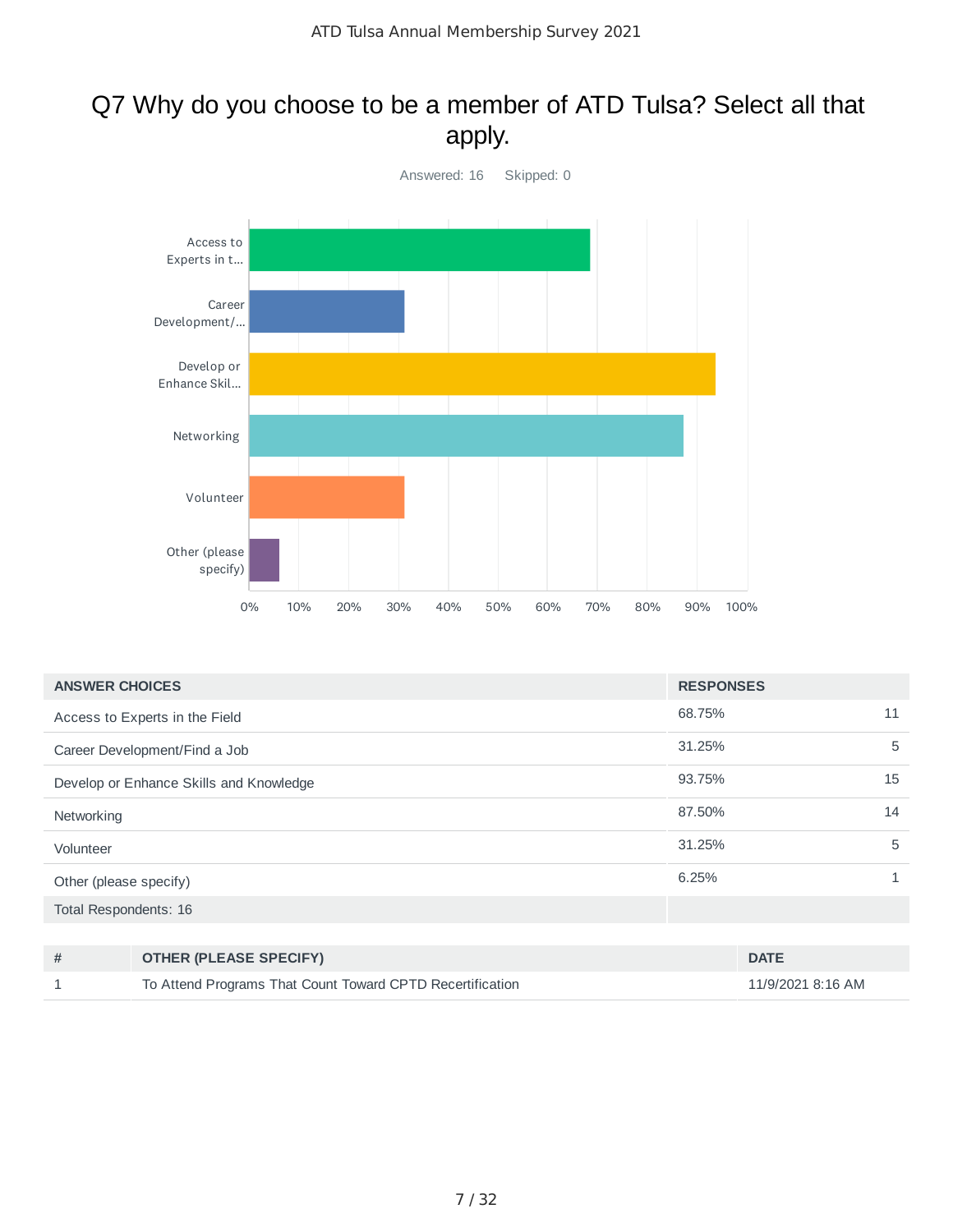# Q7 Why do you choose to be a member of ATD Tulsa? Select all that apply.

Answered: 16 Skipped: 0

| ANSWER CHOICES | RESPONSES | |
|---|---|---|
| Access to Experts in the Field | 68.75% | 11 |
| Career Development/Find a Job | 31.25% | 5 |
| Develop or Enhance Skills and Knowledge | 93.75% | 15 |
| Networking | 87.50% | 14 |
| Volunteer | 31.25% | 5 |
| Other (please specify) | 6.25% | 1 |
| Total Respondents: 16 | | |

| # | OTHER (PLEASE SPECIFY) | DATE |
|---|---|---|
| 1 | To Attend Programs That Count Toward CPTD Recertification | 11/9/2021 8:16 AM |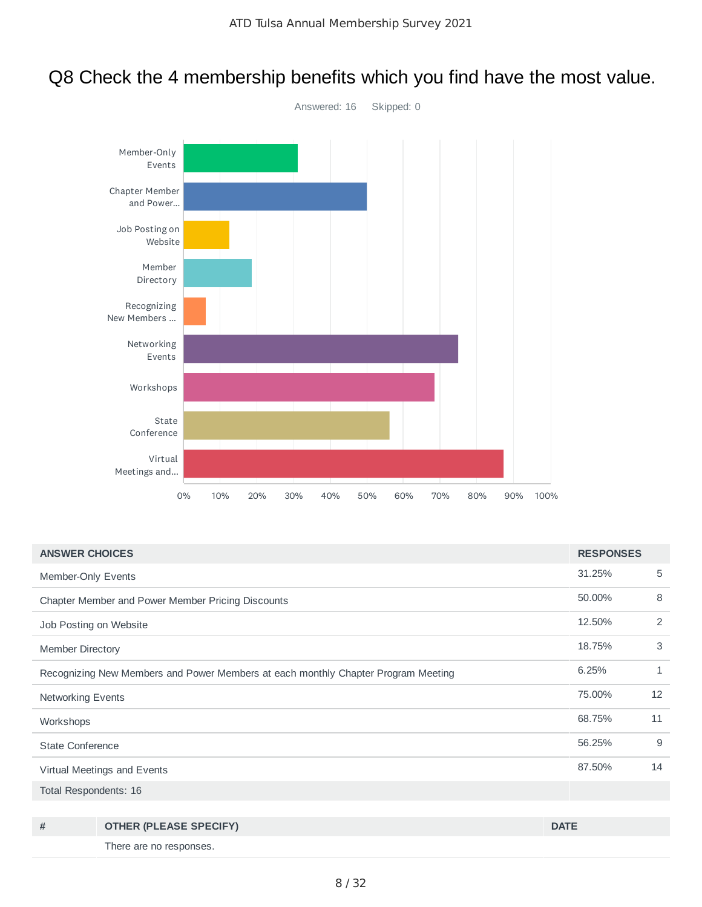# Q8 Check the 4 membership benefits which you find have the most value.

Answered: 16 Skipped: 0

| ANSWER CHOICES | RESPONSES | |
|---|---|---|
| Member-Only Events | 31.25% | 5 |
| Chapter Member and Power Member Pricing Discounts | 50.00% | 8 |
| Job Posting on Website | 12.50% | 2 |
| Member Directory | 18.75% | 3 |
| Recognizing New Members and Power Members at each monthly Chapter Program Meeting | 6.25% | 1 |
| Networking Events | 75.00% | 12 |
| Workshops | 68.75% | 11 |
| State Conference | 56.25% | 9 |
| Virtual Meetings and Events | 87.50% | 14 |
| Total Respondents: 16 | | |

| # | OTHER (PLEASE SPECIFY) | DATE |
|---|---|---|
| | There are no responses. | |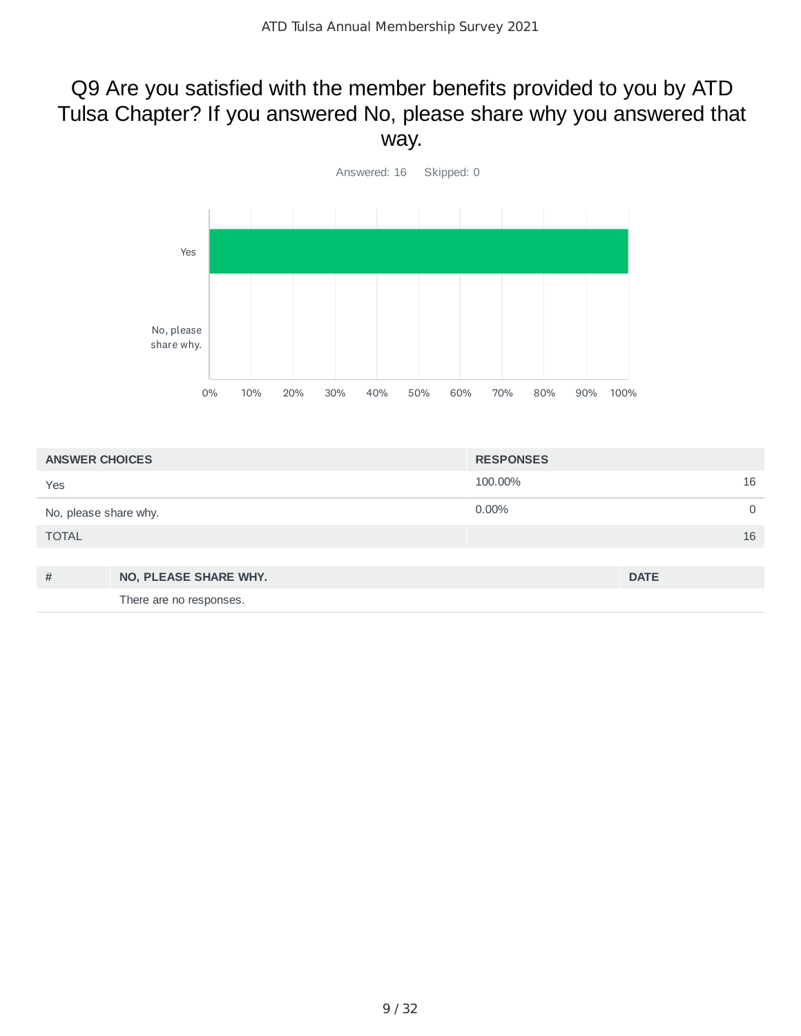# Q9 Are you satisfied with the member benefits provided to you by ATD Tulsa Chapter? If you answered No, please share why you answered that way.

Answered: 16 Skipped: 0

| ANSWER CHOICES | RESPONSES | |
|---|---|---|
| Yes | 100.00% | 16 |
| No, please share why. | 0.00% | 0 |
| TOTAL | | 16 |

| # | NO, PLEASE SHARE WHY. | DATE |
|---|---|---|
| | There are no responses. | |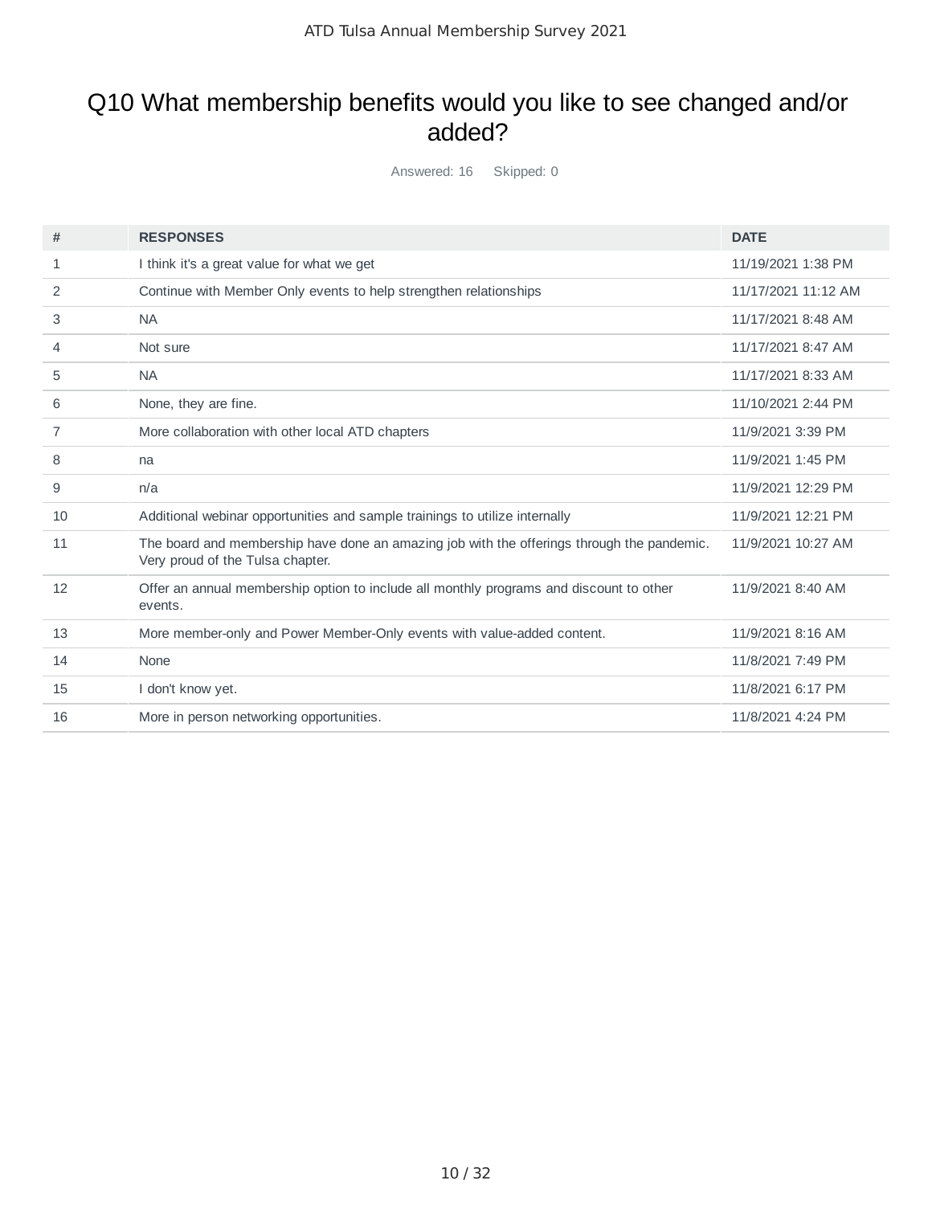# Q10 What membership benefits would you like to see changed and/or added?

Answered: 16 Skipped: 0

| # | RESPONSES | DATE |
|---|---|---|
| 1 | I think it's a great value for what we get | 11/19/2021 1:38 PM |
| 2 | Continue with Member Only events to help strengthen relationships | 11/17/2021 11:12 AM |
| 3 | NA | 11/17/2021 8:48 AM |
| 4 | Not sure | 11/17/2021 8:47 AM |
| 5 | NA | 11/17/2021 8:33 AM |
| 6 | None, they are fine. | 11/10/2021 2:44 PM |
| 7 | More collaboration with other local ATD chapters | 11/9/2021 3:39 PM |
| 8 | na | 11/9/2021 1:45 PM |
| 9 | n/a | 11/9/2021 12:29 PM |
| 10 | Additional webinar opportunities and sample trainings to utilize internally | 11/9/2021 12:21 PM |
| 11 | The board and membership have done an amazing job with the offerings through the pandemic. Very proud of the Tulsa chapter. | 11/9/2021 10:27 AM |
| 12 | Offer an annual membership option to include all monthly programs and discount to other events. | 11/9/2021 8:40 AM |
| 13 | More member-only and Power Member-Only events with value-added content. | 11/9/2021 8:16 AM |
| 14 | None | 11/8/2021 7:49 PM |
| 15 | I don't know yet. | 11/8/2021 6:17 PM |
| 16 | More in person networking opportunities. | 11/8/2021 4:24 PM |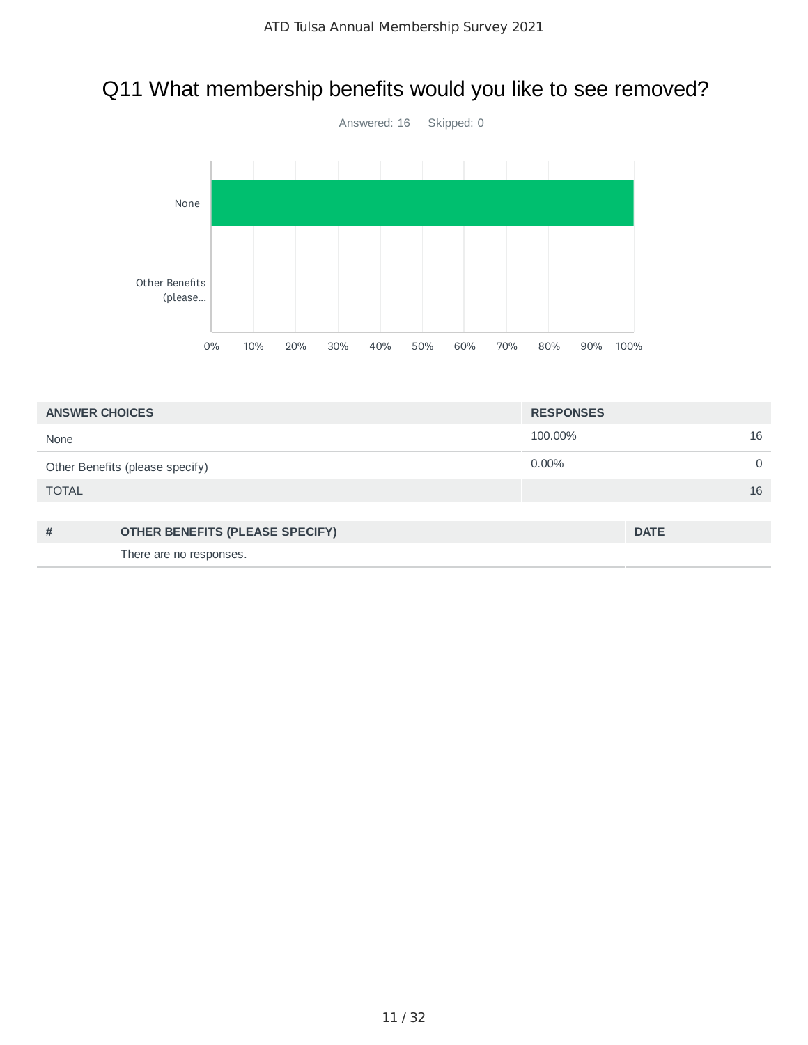## Q11 What membership benefits would you like to see removed?

Answered: 16 Skipped: 0

| ANSWER CHOICES | RESPONSES | |
|---|---|---|
| None | 100.00% | 16 |
| Other Benefits (please specify) | 0.00% | 0 |
| TOTAL | | 16 |

| # | OTHER BENEFITS (PLEASE SPECIFY) | DATE |
|---|---|---|
| | There are no responses. | |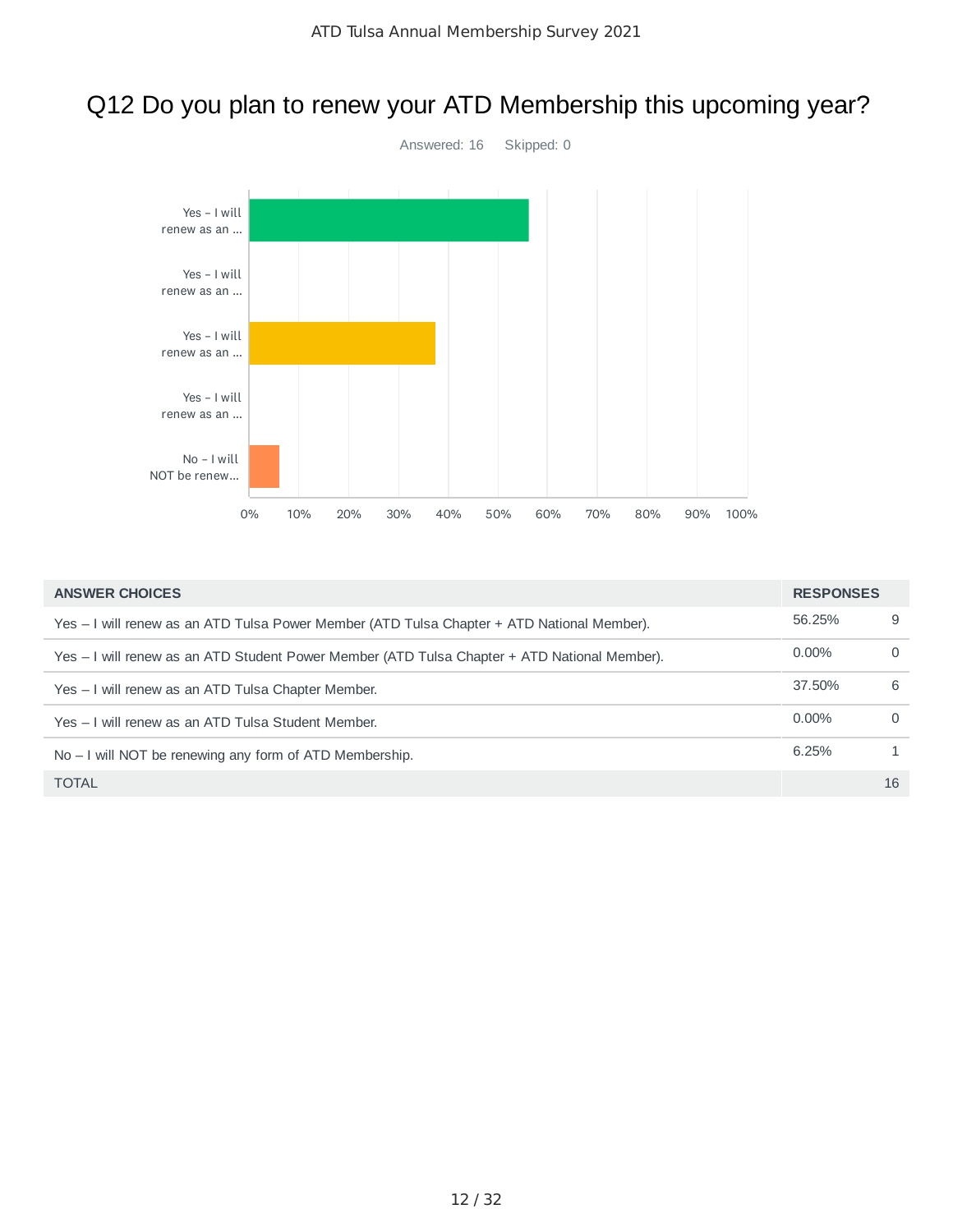# Q12 Do you plan to renew your ATD Membership this upcoming year?

Answered: 16 Skipped: 0

| ANSWER CHOICES | RESPONSES | |
|---|---|---|
| Yes – I will renew as an ATD Tulsa Power Member (ATD Tulsa Chapter + ATD National Member). | 56.25% | 9 |
| Yes – I will renew as an ATD Student Power Member (ATD Tulsa Chapter + ATD National Member). | 0.00% | 0 |
| Yes – I will renew as an ATD Tulsa Chapter Member. | 37.50% | 6 |
| Yes – I will renew as an ATD Tulsa Student Member. | 0.00% | 0 |
| No – I will NOT be renewing any form of ATD Membership. | 6.25% | 1 |
| TOTAL | | 16 |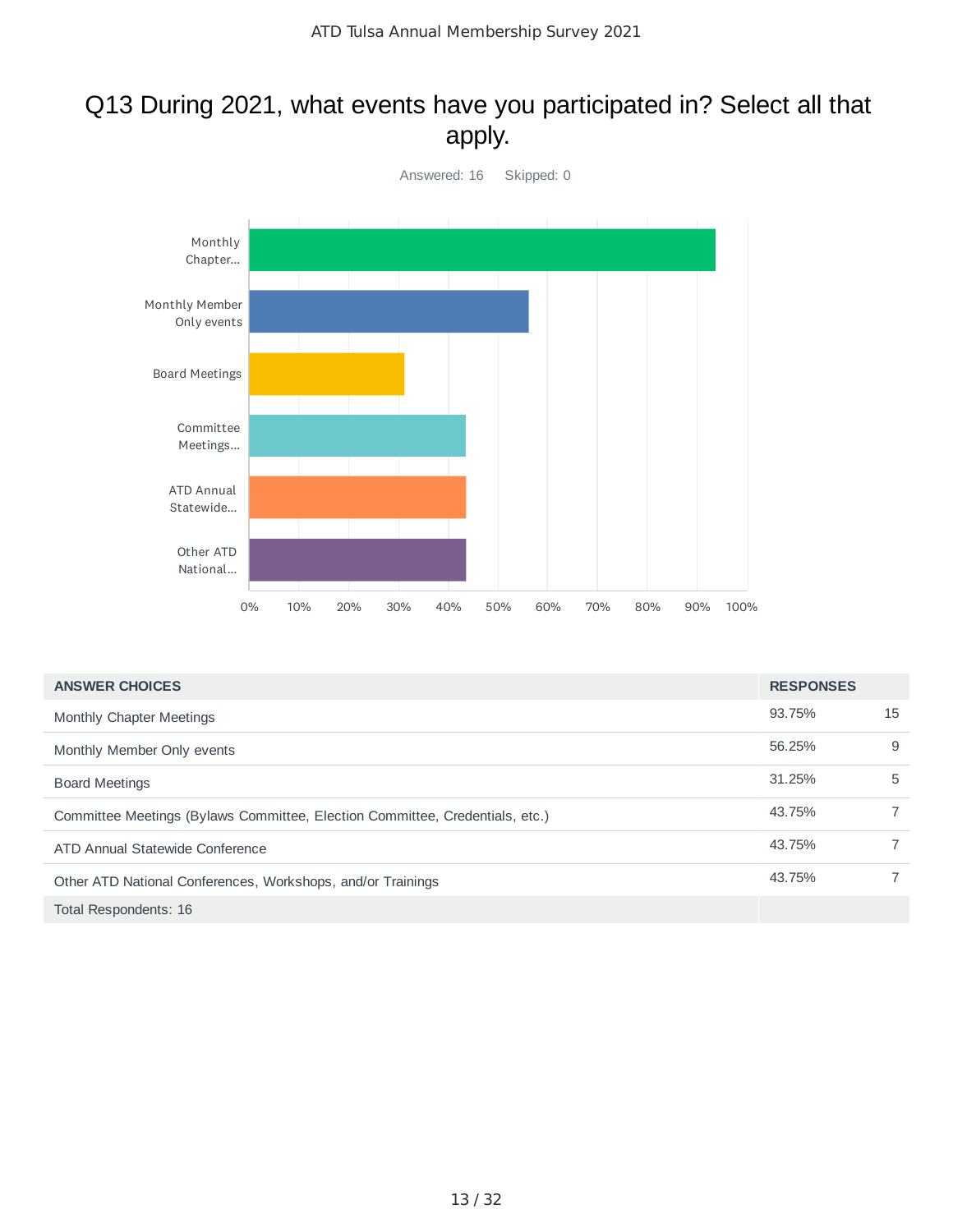# Q13 During 2021, what events have you participated in? Select all that apply.

Answered: 16 Skipped: 0

| ANSWER CHOICES | RESPONSES | |
|---|---|---|
| Monthly Chapter Meetings | 93.75% | 15 |
| Monthly Member Only events | 56.25% | 9 |
| Board Meetings | 31.25% | 5 |
| Committee Meetings (Bylaws Committee, Election Committee, Credentials, etc.) | 43.75% | 7 |
| ATD Annual Statewide Conference | 43.75% | 7 |
| Other ATD National Conferences, Workshops, and/or Trainings | 43.75% | 7 |
| Total Respondents: 16 | | |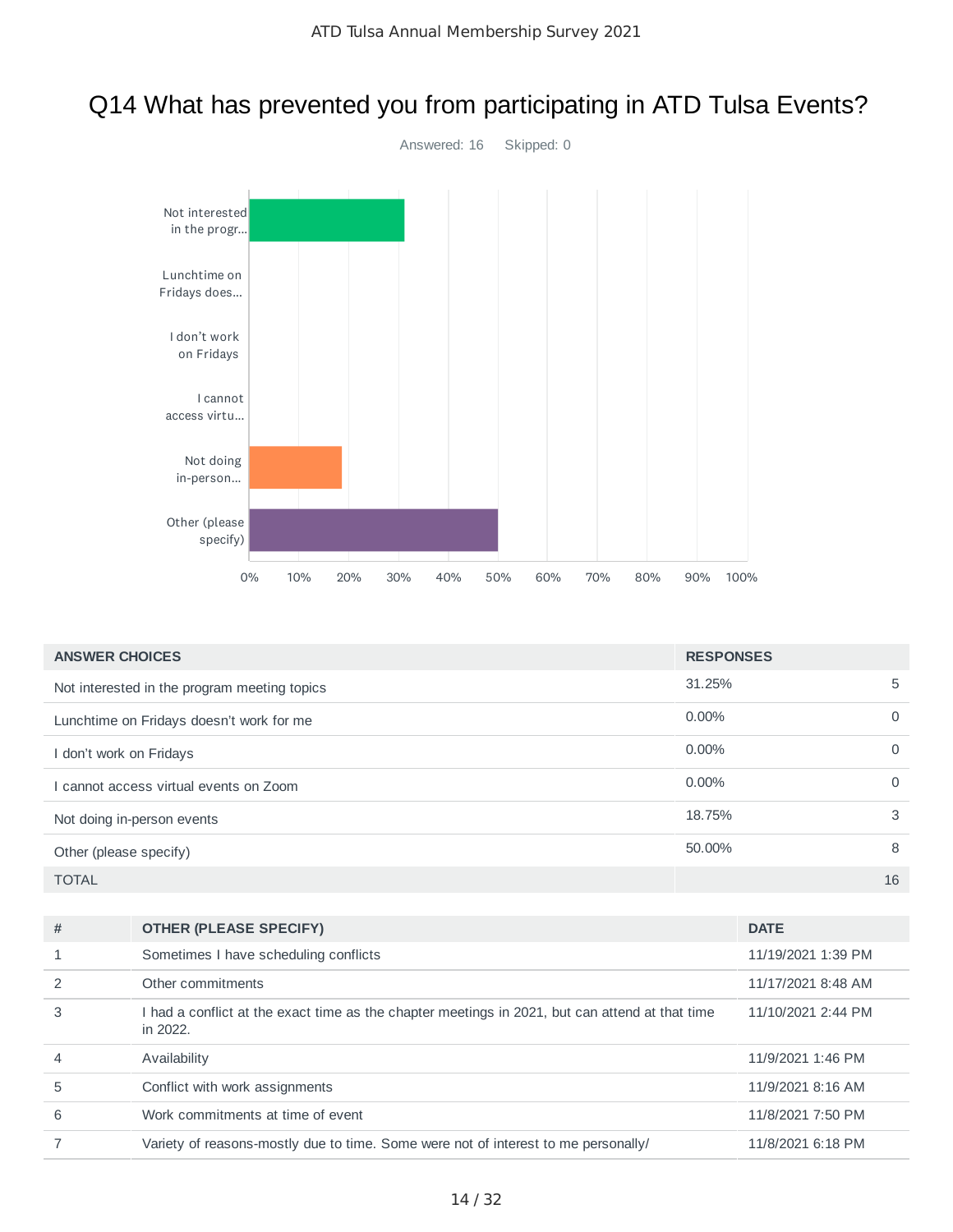# Q14 What has prevented you from participating in ATD Tulsa Events?

Answered: 16 Skipped: 0

| ANSWER CHOICES | RESPONSES | |
|---|---|---|
| Not interested in the program meeting topics | 31.25% | 5 |
| Lunchtime on Fridays doesn't work for me | 0.00% | 0 |
| I don't work on Fridays | 0.00% | 0 |
| I cannot access virtual events on Zoom | 0.00% | 0 |
| Not doing in-person events | 18.75% | 3 |
| Other (please specify) | 50.00% | 8 |
| TOTAL | | 16 |

| # | OTHER (PLEASE SPECIFY) | DATE |
|---|---|---|
| 1 | Sometimes I have scheduling conflicts | 11/19/2021 1:39 PM |
| 2 | Other commitments | 11/17/2021 8:48 AM |
| 3 | I had a conflict at the exact time as the chapter meetings in 2021, but can attend at that time in 2022. | 11/10/2021 2:44 PM |
| 4 | Availability | 11/9/2021 1:46 PM |
| 5 | Conflict with work assignments | 11/9/2021 8:16 AM |
| 6 | Work commitments at time of event | 11/8/2021 7:50 PM |
| 7 | Variety of reasons-mostly due to time. Some were not of interest to me personally/ | 11/8/2021 6:18 PM |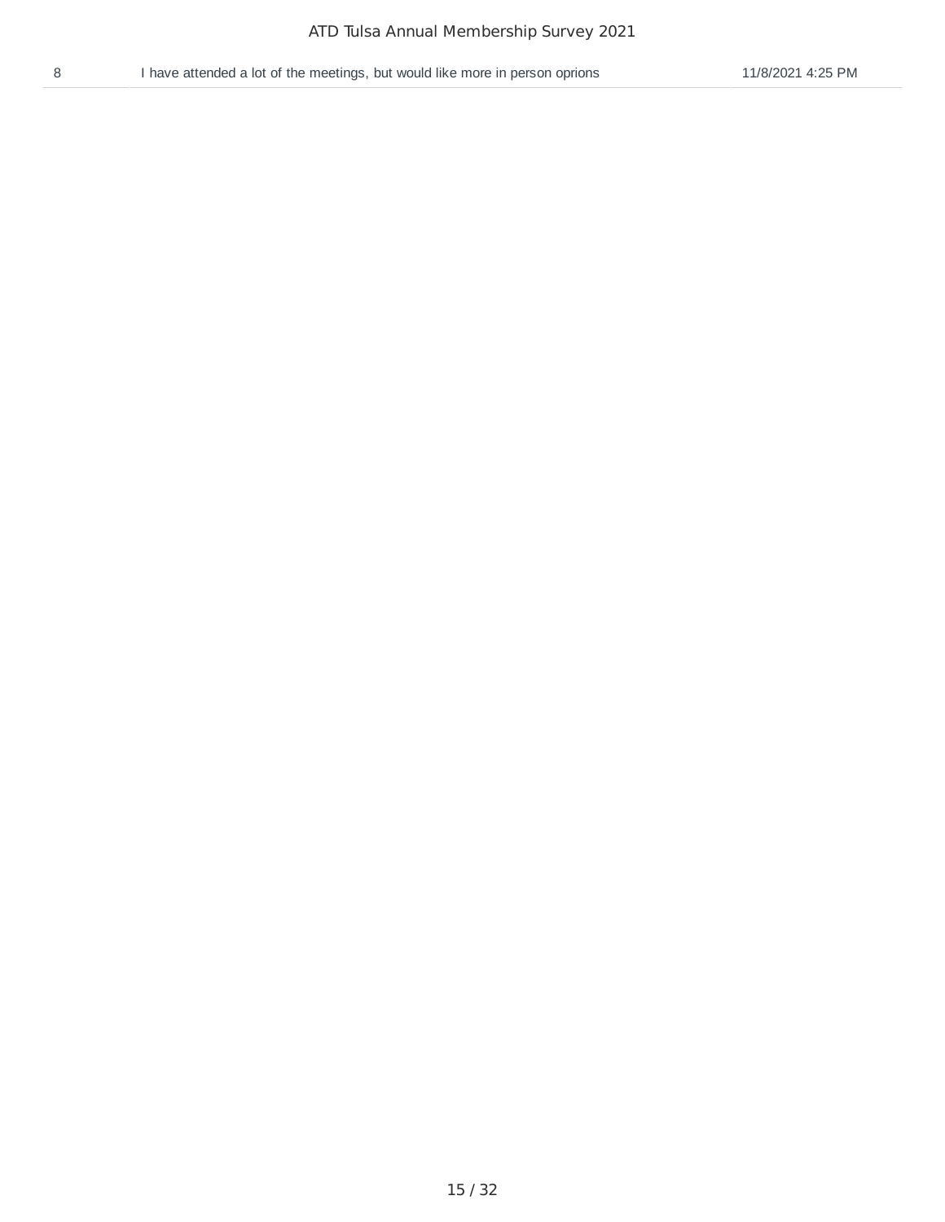| | | |
|---|---|---|
| 8 | I have attended a lot of the meetings, but would like more in person oprions | 11/8/2021 4:25 PM |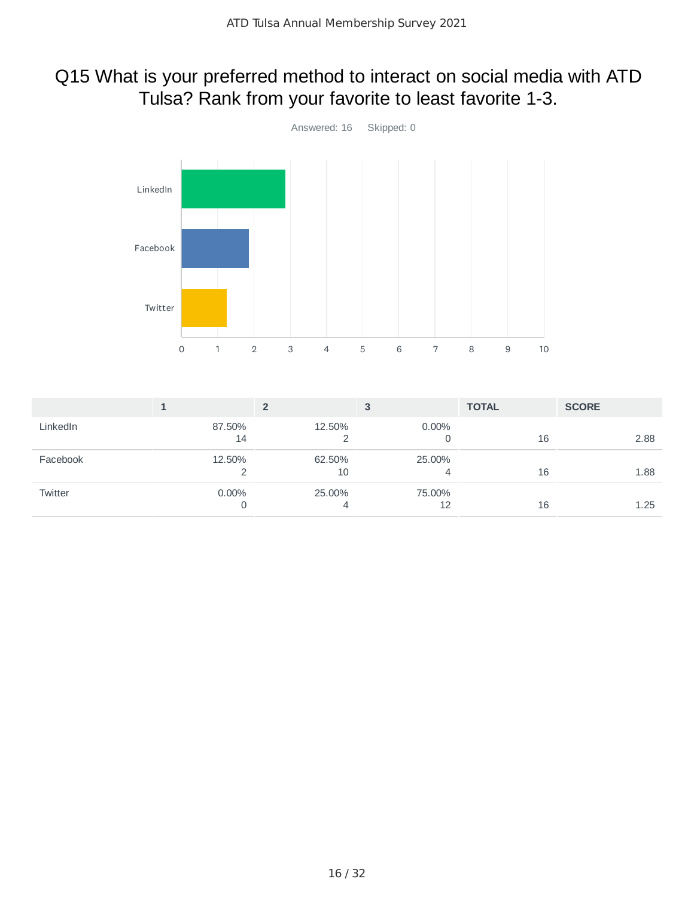# Q15 What is your preferred method to interact on social media with ATD Tulsa? Rank from your favorite to least favorite 1-3.

Answered: 16 Skipped: 0

| | 1 | 2 | 3 | TOTAL | SCORE |
|---|---|---|---|---|---|
| LinkedIn | 87.50% 14 | 12.50% 2 | 0.00% 0 | 16 | 2.88 |
| Facebook | 12.50% 2 | 62.50% 10 | 25.00% 4 | 16 | 1.88 |
| Twitter | 0.00% 0 | 25.00% 4 | 75.00% 12 | 16 | 1.25 |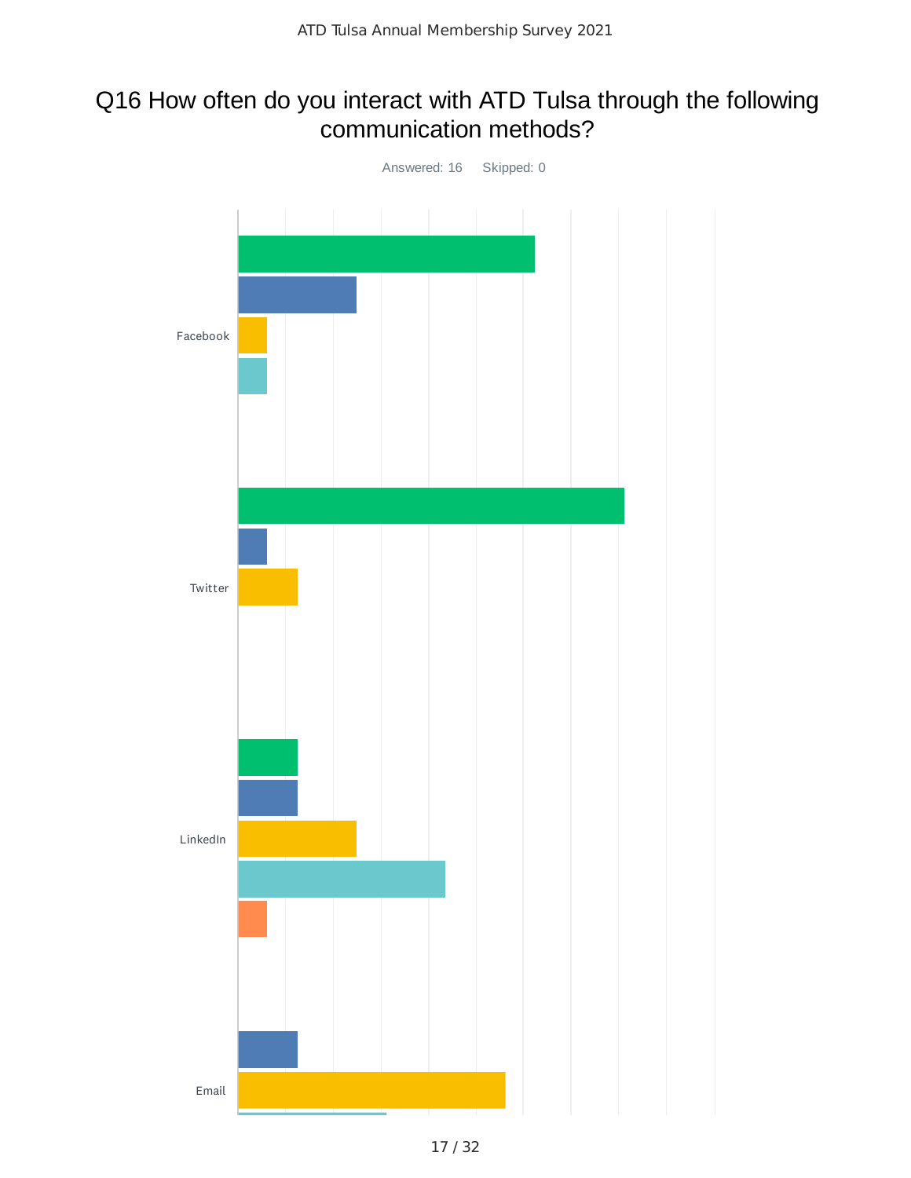# Q16 How often do you interact with ATD Tulsa through the following communication methods?

Answered: 16 Skipped: 0

Facebook

Twitter

LinkedIn

Email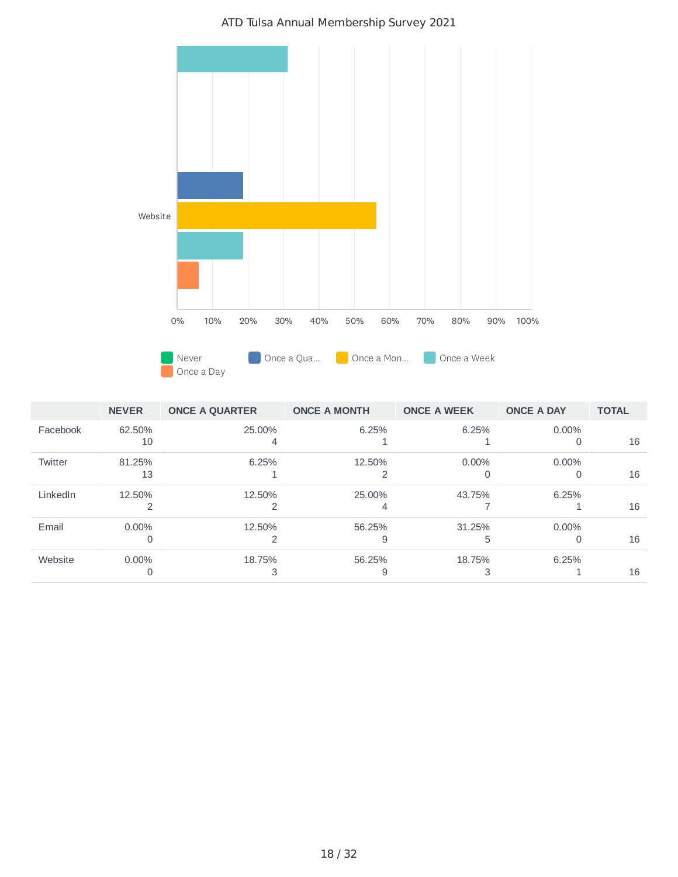| | NEVER | ONCE A QUARTER | ONCE A MONTH | ONCE A WEEK | ONCE A DAY | TOTAL |
|---|---|---|---|---|---|---|
| Facebook | 62.50% 10 | 25.00% 4 | 6.25% 1 | 6.25% 1 | 0.00% 0 | 16 |
| Twitter | 81.25% 13 | 6.25% 1 | 12.50% 2 | 0.00% 0 | 0.00% 0 | 16 |
| LinkedIn | 12.50% 2 | 12.50% 2 | 25.00% 4 | 43.75% 7 | 6.25% 1 | 16 |
| Email | 0.00% 0 | 12.50% 2 | 56.25% 9 | 31.25% 5 | 0.00% 0 | 16 |
| Website | 0.00% 0 | 18.75% 3 | 56.25% 9 | 18.75% 3 | 6.25% 1 | 16 |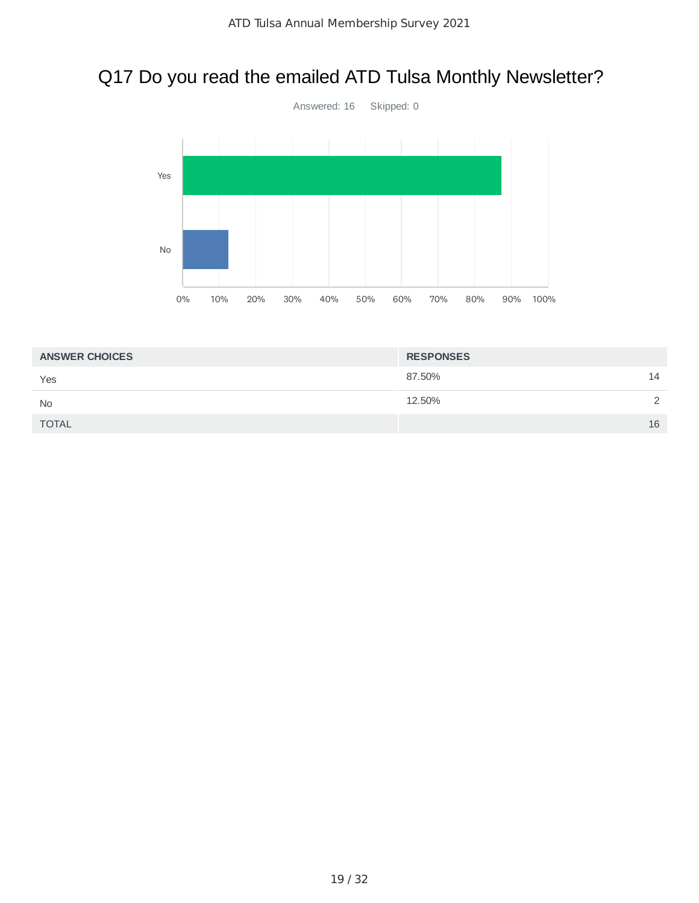## Q17 Do you read the emailed ATD Tulsa Monthly Newsletter?

Answered: 16 Skipped: 0

| ANSWER CHOICES | RESPONSES | |
|---|---|---|
| Yes | 87.50% | 14 |
| No | 12.50% | 2 |
| TOTAL | | 16 |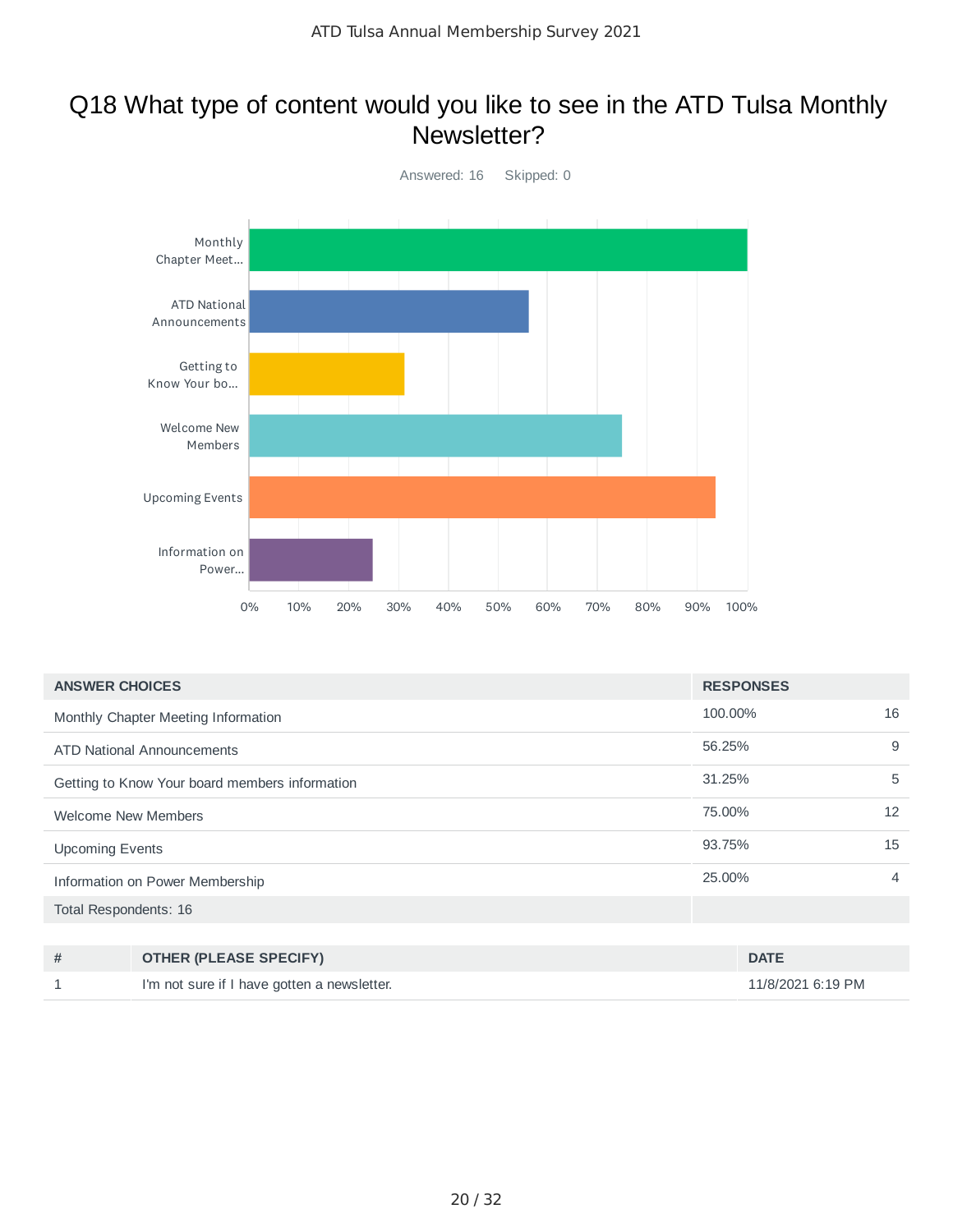# Q18 What type of content would you like to see in the ATD Tulsa Monthly Newsletter?

Answered: 16    Skipped: 0

| ANSWER CHOICES | RESPONSES | |
|---|---|---|
| Monthly Chapter Meeting Information | 100.00% | 16 |
| ATD National Announcements | 56.25% | 9 |
| Getting to Know Your board members information | 31.25% | 5 |
| Welcome New Members | 75.00% | 12 |
| Upcoming Events | 93.75% | 15 |
| Information on Power Membership | 25.00% | 4 |
| Total Respondents: 16 | | |

| # | OTHER (PLEASE SPECIFY) | DATE |
|---|---|---|
| 1 | I'm not sure if I have gotten a newsletter. | 11/8/2021 6:19 PM |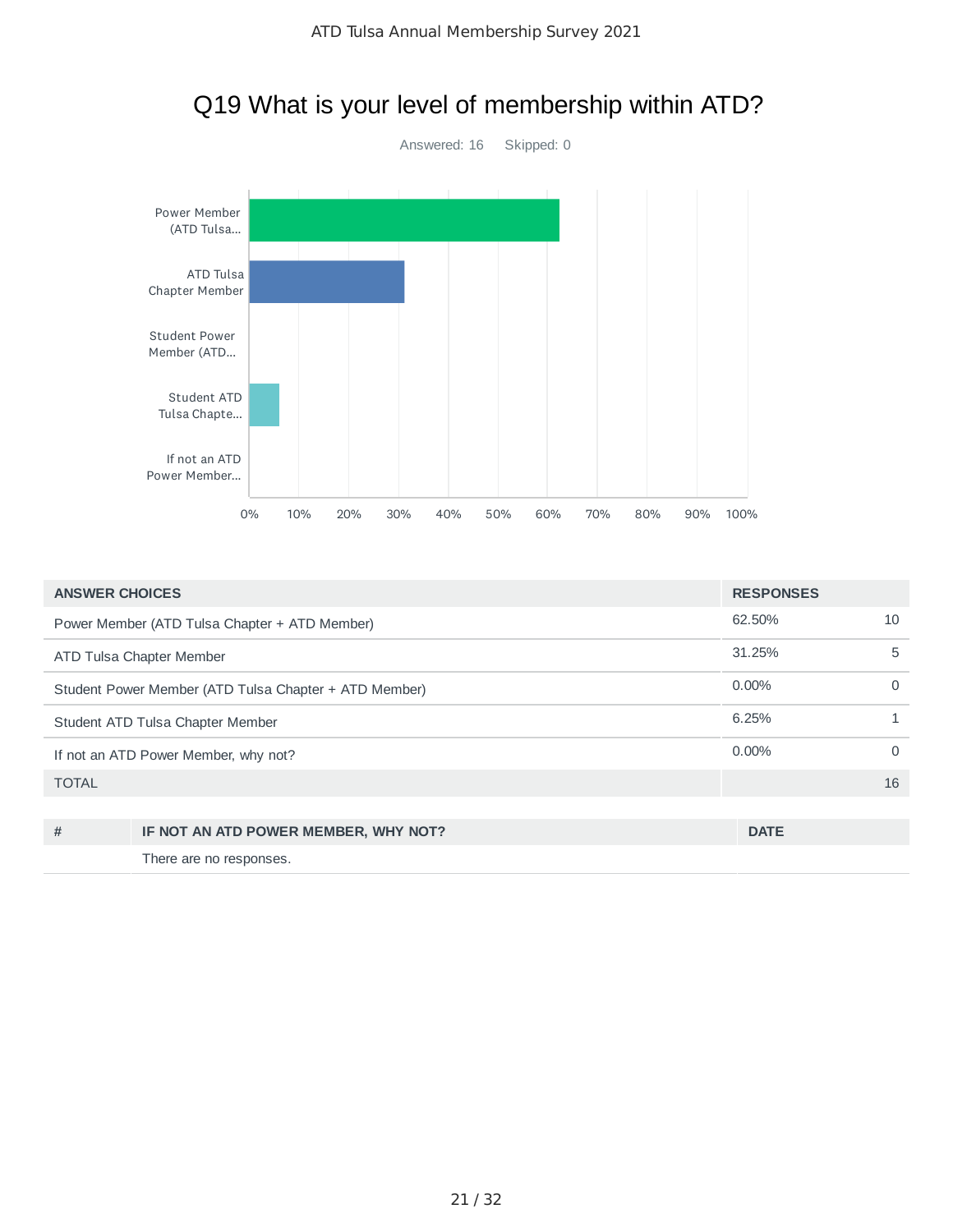# Q19 What is your level of membership within ATD?

Answered: 16 Skipped: 0

| ANSWER CHOICES | RESPONSES | |
|---|---|---|
| Power Member (ATD Tulsa Chapter + ATD Member) | 62.50% | 10 |
| ATD Tulsa Chapter Member | 31.25% | 5 |
| Student Power Member (ATD Tulsa Chapter + ATD Member) | 0.00% | 0 |
| Student ATD Tulsa Chapter Member | 6.25% | 1 |
| If not an ATD Power Member, why not? | 0.00% | 0 |
| TOTAL | | 16 |

| # | IF NOT AN ATD POWER MEMBER, WHY NOT? | DATE |
|---|---|---|
| | There are no responses. | |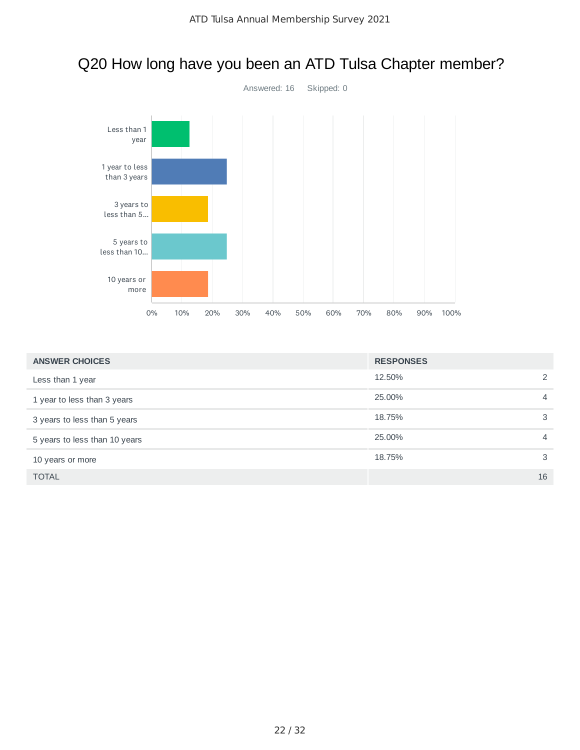# Q20 How long have you been an ATD Tulsa Chapter member?

Answered: 16 Skipped: 0

| ANSWER CHOICES | RESPONSES | |
|---|---|---|
| Less than 1 year | 12.50% | 2 |
| 1 year to less than 3 years | 25.00% | 4 |
| 3 years to less than 5 years | 18.75% | 3 |
| 5 years to less than 10 years | 25.00% | 4 |
| 10 years or more | 18.75% | 3 |
| TOTAL | | 16 |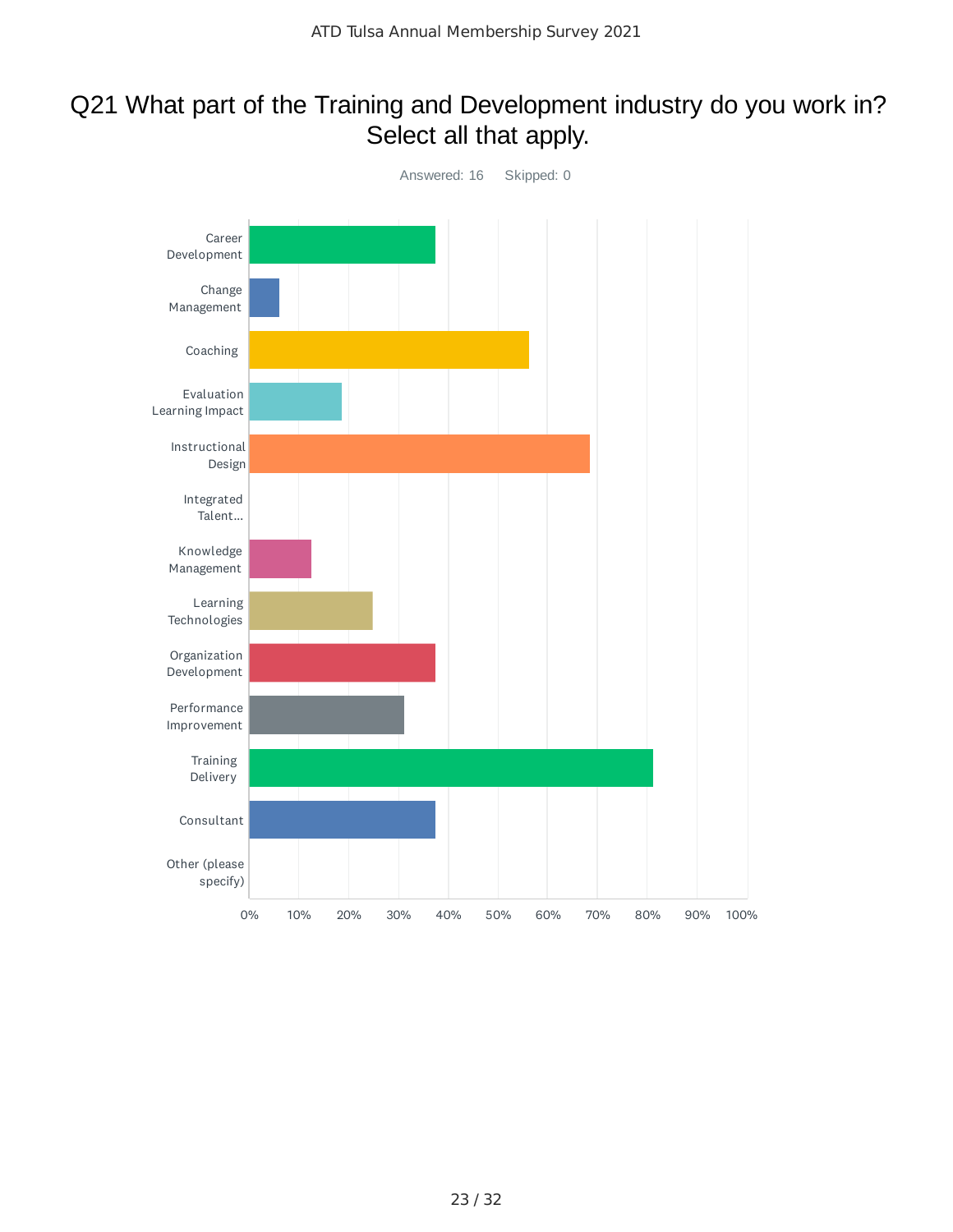# Q21 What part of the Training and Development industry do you work in? Select all that apply.

Answered: 16 Skipped: 0

Career Development

Change Management

Coaching

Evaluation Learning Impact

Instructional Design

Integrated Talent...

Knowledge Management

Learning Technologies

Organization Development

Performance Improvement

Training Delivery

Consultant

Other (please specify)

0% 10% 20% 30% 40% 50% 60% 70% 80% 90% 100%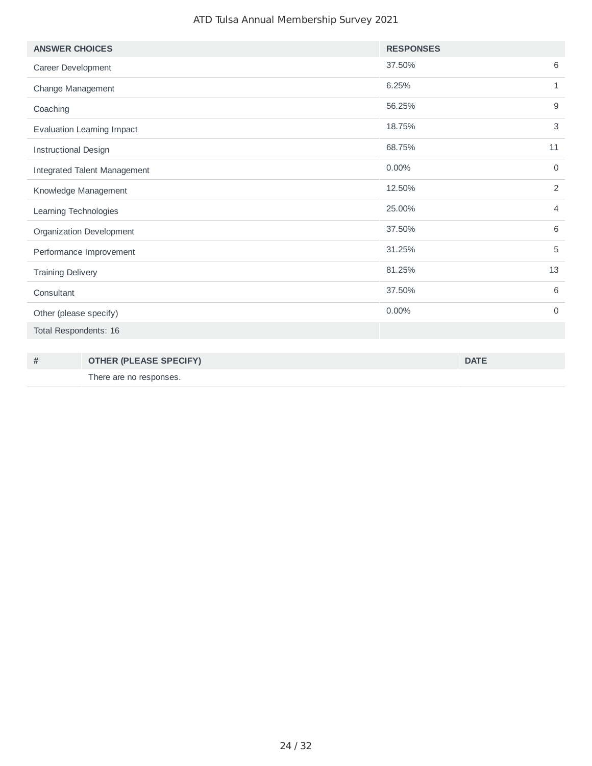| ANSWER CHOICES | RESPONSES | |
|---|---|---|
| Career Development | 37.50% | 6 |
| Change Management | 6.25% | 1 |
| Coaching | 56.25% | 9 |
| Evaluation Learning Impact | 18.75% | 3 |
| Instructional Design | 68.75% | 11 |
| Integrated Talent Management | 0.00% | 0 |
| Knowledge Management | 12.50% | 2 |
| Learning Technologies | 25.00% | 4 |
| Organization Development | 37.50% | 6 |
| Performance Improvement | 31.25% | 5 |
| Training Delivery | 81.25% | 13 |
| Consultant | 37.50% | 6 |
| Other (please specify) | 0.00% | 0 |
| Total Respondents: 16 | | |

| # | OTHER (PLEASE SPECIFY) | DATE |
|---|---|---|
| | There are no responses. | |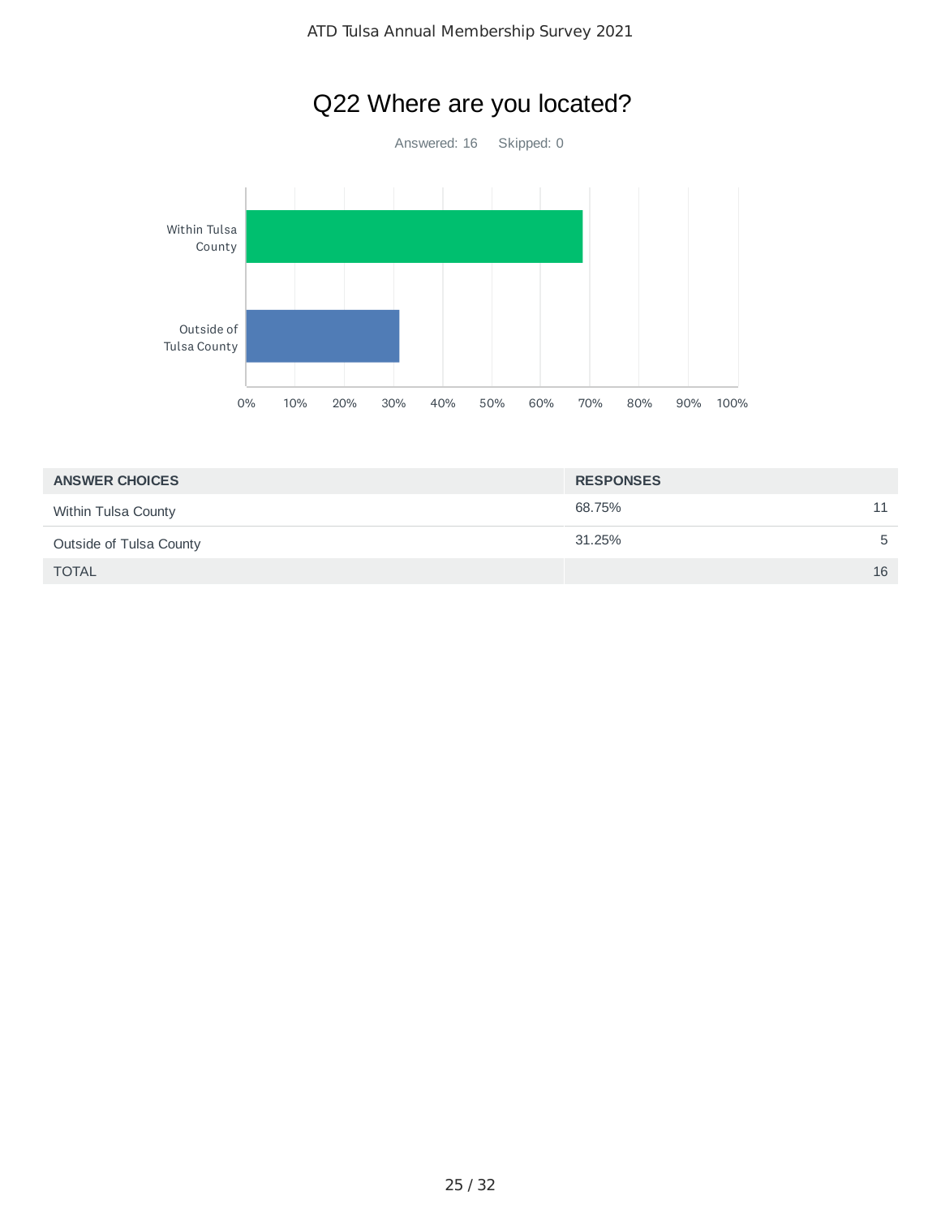# Q22 Where are you located?

Answered: 16 Skipped: 0

| ANSWER CHOICES | RESPONSES | |
|---|---|---|
| Within Tulsa County | 68.75% | 11 |
| Outside of Tulsa County | 31.25% | 5 |
| TOTAL | | 16 |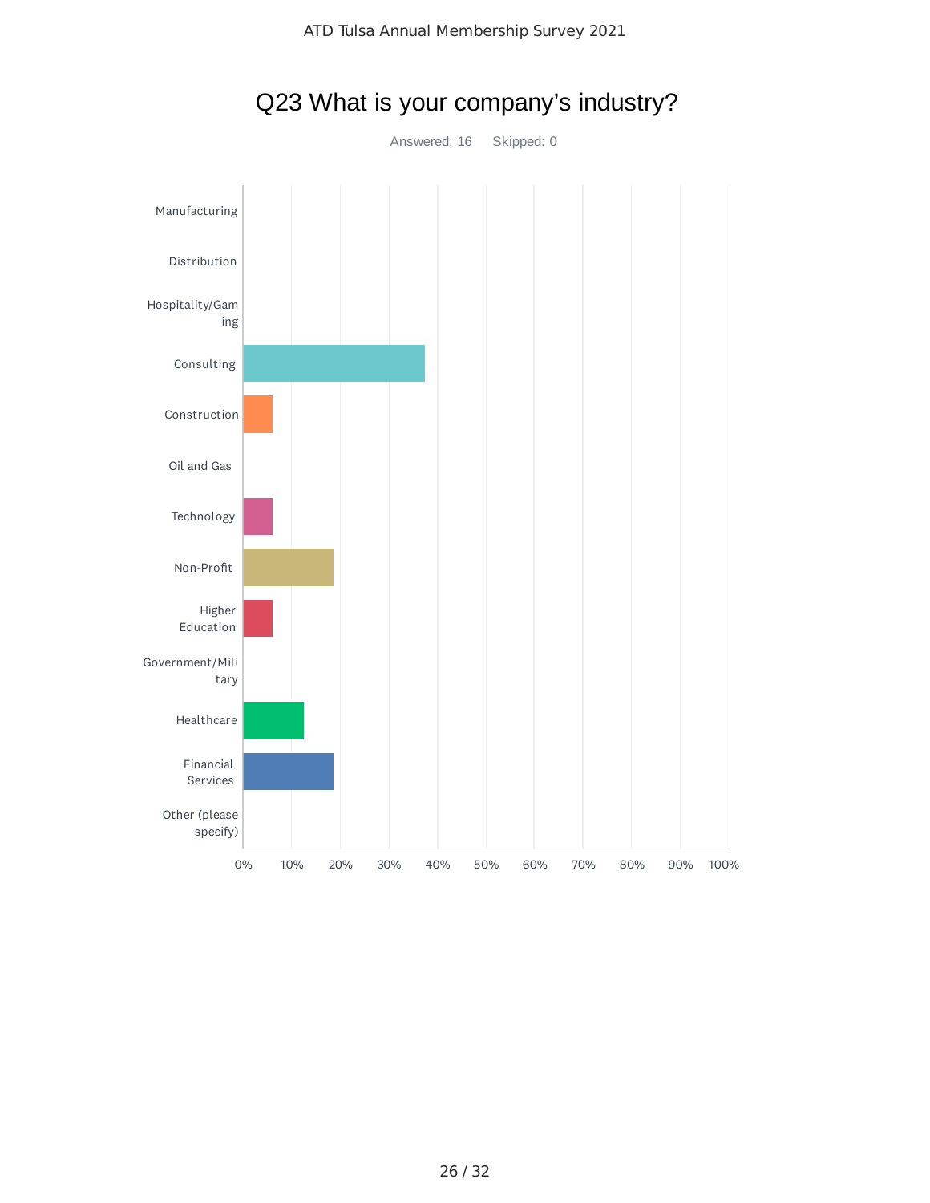## Q23 What is your company's industry?

Answered: 16 Skipped: 0

| Industry | |
|---|---|
| Manufacturing | |
| Distribution | |
| Hospitality/Gaming | |
| Consulting | |
| Construction | |
| Oil and Gas | |
| Technology | |
| Non-Profit | |
| Higher Education | |
| Government/Military | |
| Healthcare | |
| Financial Services | |
| Other (please specify) | |

0% 10% 20% 30% 40% 50% 60% 70% 80% 90% 100%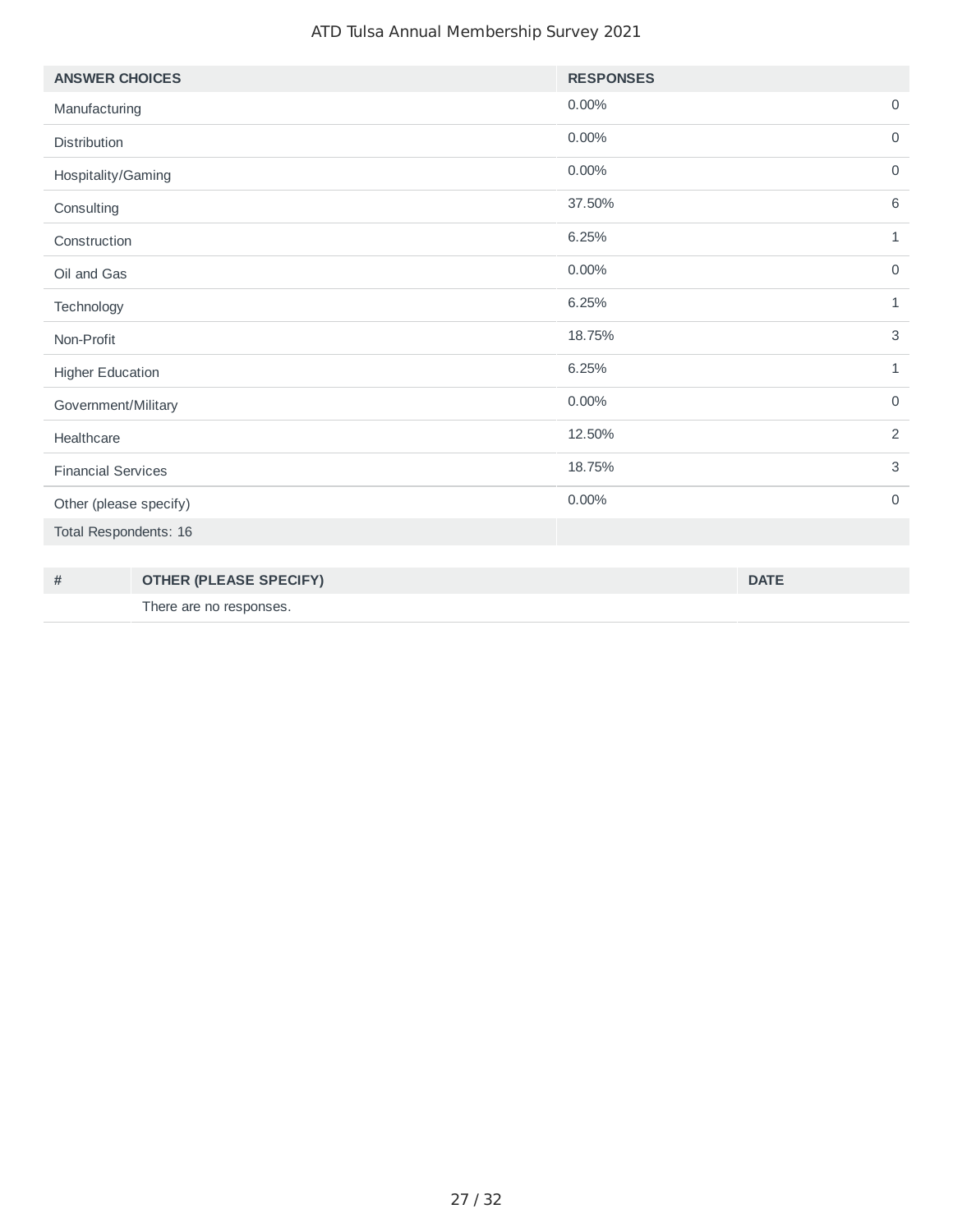| ANSWER CHOICES | RESPONSES | |
|---|---|---|
| Manufacturing | 0.00% | 0 |
| Distribution | 0.00% | 0 |
| Hospitality/Gaming | 0.00% | 0 |
| Consulting | 37.50% | 6 |
| Construction | 6.25% | 1 |
| Oil and Gas | 0.00% | 0 |
| Technology | 6.25% | 1 |
| Non-Profit | 18.75% | 3 |
| Higher Education | 6.25% | 1 |
| Government/Military | 0.00% | 0 |
| Healthcare | 12.50% | 2 |
| Financial Services | 18.75% | 3 |
| Other (please specify) | 0.00% | 0 |
| Total Respondents: 16 | | |

| # | OTHER (PLEASE SPECIFY) | DATE |
|---|---|---|
| | There are no responses. | |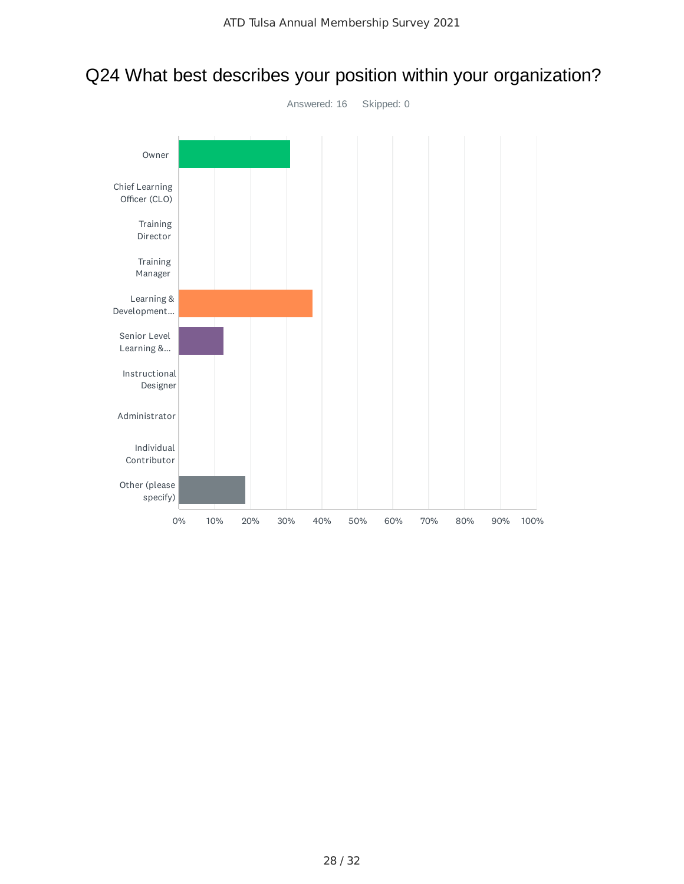# Q24 What best describes your position within your organization?

Answered: 16 Skipped: 0

| Answer Choice | Response |
|---|---|
| Owner | ~31% |
| Chief Learning Officer (CLO) | 0% |
| Training Director | 0% |
| Training Manager | 0% |
| Learning & Development... | ~38% |
| Senior Level Learning &... | ~13% |
| Instructional Designer | 0% |
| Administrator | 0% |
| Individual Contributor | 0% |
| Other (please specify) | ~19% |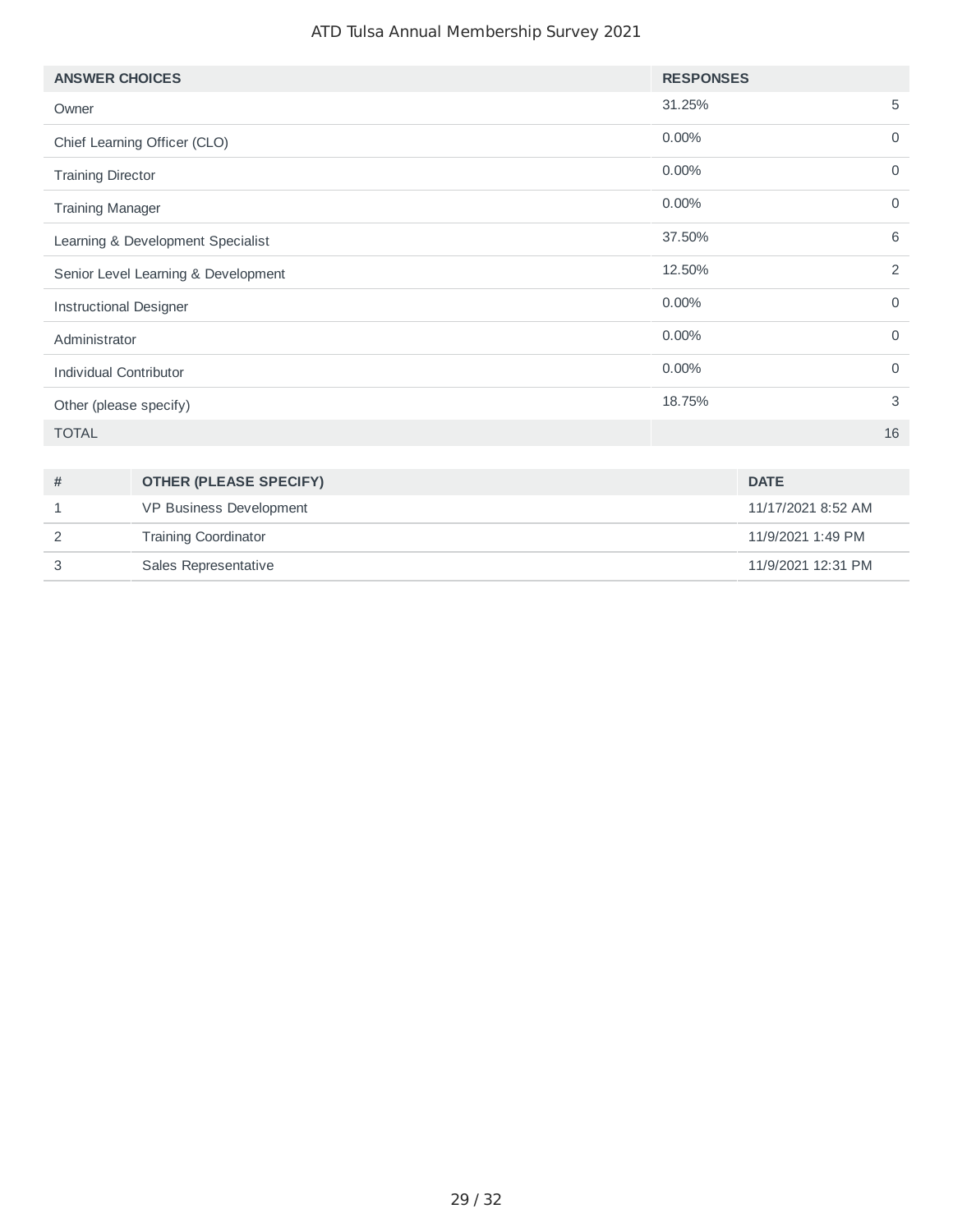| ANSWER CHOICES | RESPONSES | |
|---|---|---|
| Owner | 31.25% | 5 |
| Chief Learning Officer (CLO) | 0.00% | 0 |
| Training Director | 0.00% | 0 |
| Training Manager | 0.00% | 0 |
| Learning & Development Specialist | 37.50% | 6 |
| Senior Level Learning & Development | 12.50% | 2 |
| Instructional Designer | 0.00% | 0 |
| Administrator | 0.00% | 0 |
| Individual Contributor | 0.00% | 0 |
| Other (please specify) | 18.75% | 3 |
| TOTAL | | 16 |

| # | OTHER (PLEASE SPECIFY) | DATE |
|---|---|---|
| 1 | VP Business Development | 11/17/2021 8:52 AM |
| 2 | Training Coordinator | 11/9/2021 1:49 PM |
| 3 | Sales Representative | 11/9/2021 12:31 PM |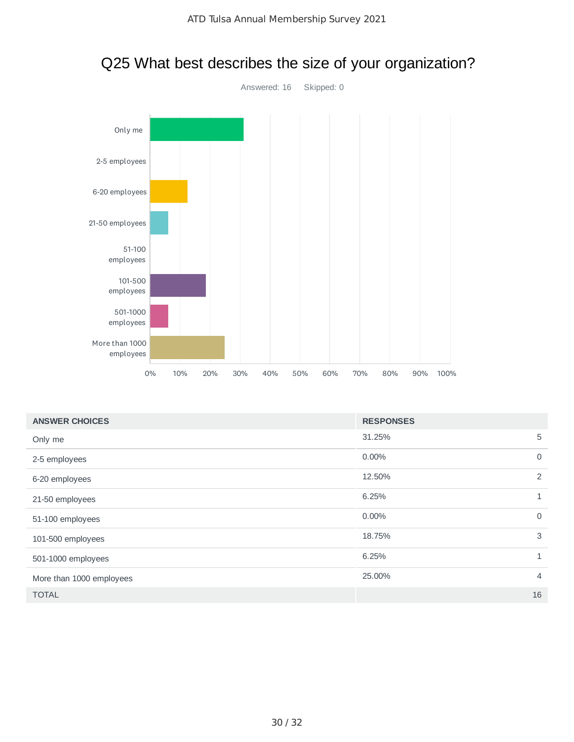## Q25 What best describes the size of your organization?

Answered: 16 Skipped: 0

Only me
2-5 employees
6-20 employees
21-50 employees
51-100 employees
101-500 employees
501-1000 employees
More than 1000 employees

0% 10% 20% 30% 40% 50% 60% 70% 80% 90% 100%

| ANSWER CHOICES | RESPONSES | |
|---|---|---|
| Only me | 31.25% | 5 |
| 2-5 employees | 0.00% | 0 |
| 6-20 employees | 12.50% | 2 |
| 21-50 employees | 6.25% | 1 |
| 51-100 employees | 0.00% | 0 |
| 101-500 employees | 18.75% | 3 |
| 501-1000 employees | 6.25% | 1 |
| More than 1000 employees | 25.00% | 4 |
| TOTAL | | 16 |